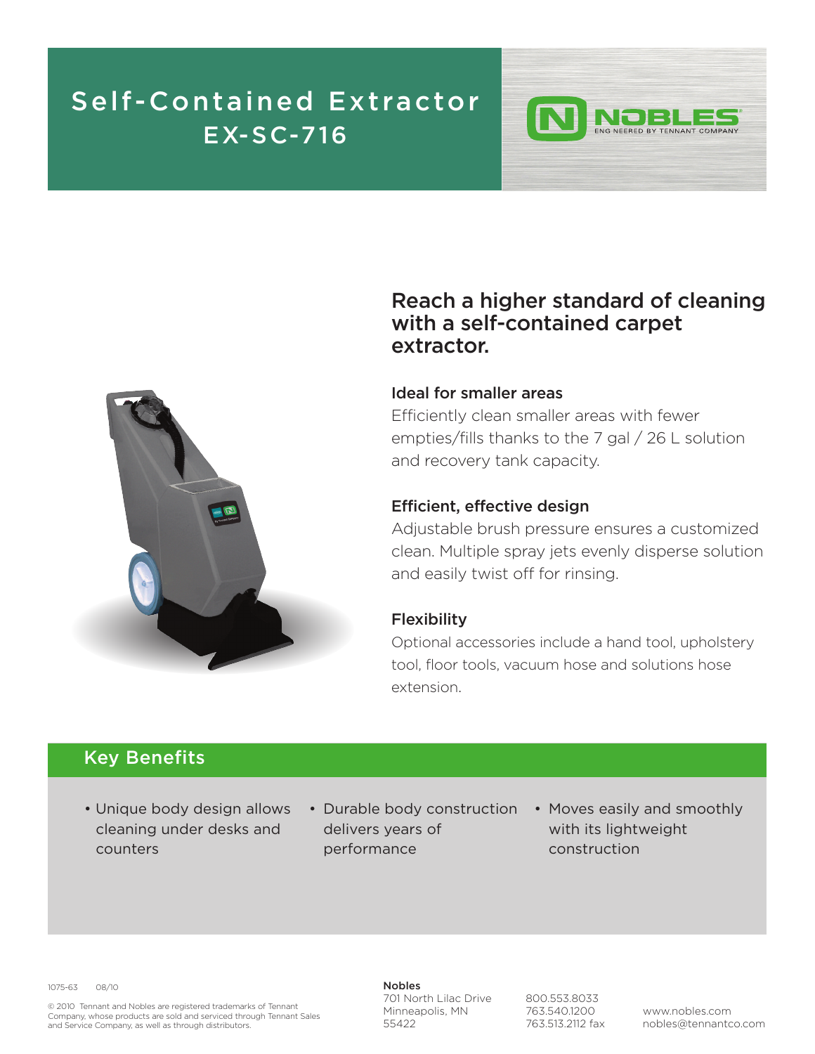# Self-Contained Extractor EX-SC-716

NOBLES
ENGINEERED BY TENNANT COMPANY

## Reach a higher standard of cleaning with a self-contained carpet extractor.

### Ideal for smaller areas

Efficiently clean smaller areas with fewer empties/fills thanks to the 7 gal / 26 L solution and recovery tank capacity.

### Efficient, effective design

Adjustable brush pressure ensures a customized clean. Multiple spray jets evenly disperse solution and easily twist off for rinsing.

### Flexibility

Optional accessories include a hand tool, upholstery tool, floor tools, vacuum hose and solutions hose extension.

## Key Benefits

- Unique body design allows cleaning under desks and counters
- Durable body construction delivers years of performance
- Moves easily and smoothly with its lightweight construction

1075-63 08/10

© 2010 Tennant and Nobles are registered trademarks of Tennant Company, whose products are sold and serviced through Tennant Sales and Service Company, as well as through distributors.

**Nobles**
701 North Lilac Drive
Minneapolis, MN
55422

800.553.8033
763.540.1200
763.513.2112 fax

www.nobles.com
nobles@tennantco.com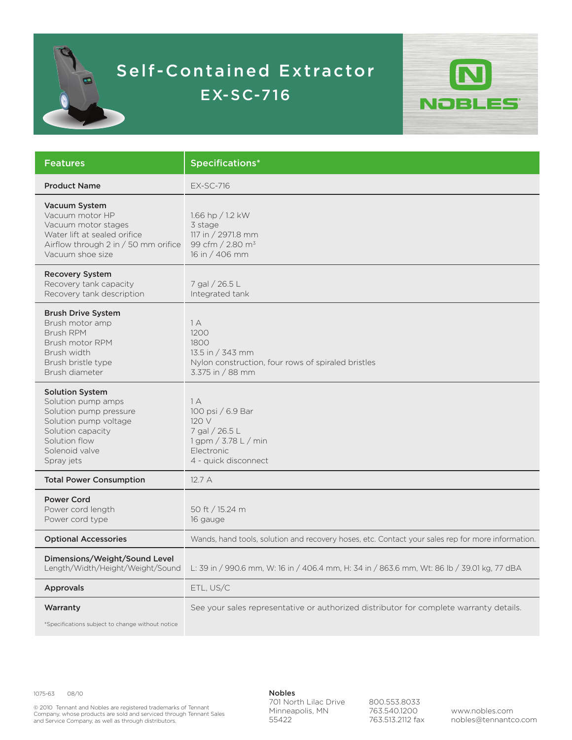# Self-Contained Extractor

## EX-SC-716

NOBLES

| Features | Specifications* |
|---|---|
| **Product Name** | EX-SC-716 |
| **Vacuum System** | |
| Vacuum motor HP | 1.66 hp / 1.2 kW |
| Vacuum motor stages | 3 stage |
| Water lift at sealed orifice | 117 in / 2971.8 mm |
| Airflow through 2 in / 50 mm orifice | 99 cfm / 2.80 m³ |
| Vacuum shoe size | 16 in / 406 mm |
| **Recovery System** | |
| Recovery tank capacity | 7 gal / 26.5 L |
| Recovery tank description | Integrated tank |
| **Brush Drive System** | |
| Brush motor amp | 1 A |
| Brush RPM | 1200 |
| Brush motor RPM | 1800 |
| Brush width | 13.5 in / 343 mm |
| Brush bristle type | Nylon construction, four rows of spiraled bristles |
| Brush diameter | 3.375 in / 88 mm |
| **Solution System** | |
| Solution pump amps | 1 A |
| Solution pump pressure | 100 psi / 6.9 Bar |
| Solution pump voltage | 120 V |
| Solution capacity | 7 gal / 26.5 L |
| Solution flow | 1 gpm / 3.78 L / min |
| Solenoid valve | Electronic |
| Spray jets | 4 - quick disconnect |
| **Total Power Consumption** | 12.7 A |
| **Power Cord** | |
| Power cord length | 50 ft / 15.24 m |
| Power cord type | 16 gauge |
| **Optional Accessories** | Wands, hand tools, solution and recovery hoses, etc. Contact your sales rep for more information. |
| **Dimensions/Weight/Sound Level** Length/Width/Height/Weight/Sound | L: 39 in / 990.6 mm, W: 16 in / 406.4 mm, H: 34 in / 863.6 mm, Wt: 86 lb / 39.01 kg, 77 dBA |
| **Approvals** | ETL, US/C |
| **Warranty** | See your sales representative or authorized distributor for complete warranty details. |

*Specifications subject to change without notice

1075-63 08/10

© 2010 Tennant and Nobles are registered trademarks of Tennant Company, whose products are sold and serviced through Tennant Sales and Service Company, as well as through distributors.

**Nobles**
701 North Lilac Drive
Minneapolis, MN
55422

800.553.8033
763.540.1200
763.513.2112 fax

www.nobles.com
nobles@tennantco.com